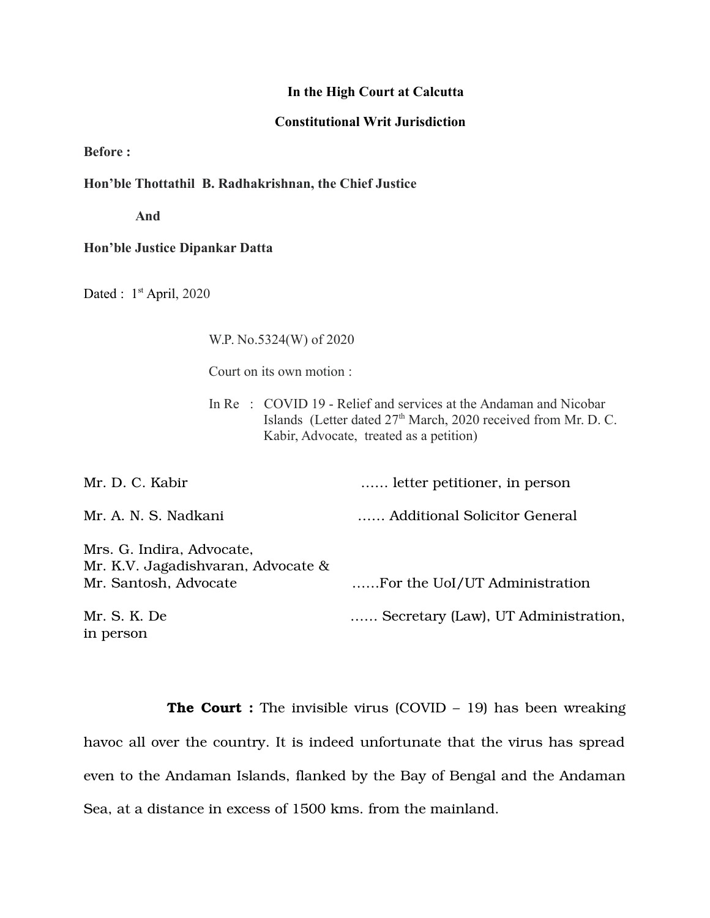**In the High Court at Calcutta**

**Constitutional Writ Jurisdiction**

**Before :**

**Hon'ble Thottathil B. Radhakrishnan, the Chief Justice**

**And**

**Hon'ble Justice Dipankar Datta**

Dated : 1st April, 2020

W.P. No.5324(W) of 2020

Court on its own motion :

In Re : COVID 19 - Relief and services at the Andaman and Nicobar Islands (Letter dated 27th March, 2020 received from Mr. D. C. Kabir, Advocate, treated as a petition)

Mr. D. C. Kabir …… letter petitioner, in person

Mr. A. N. S. Nadkani …… Additional Solicitor General

Mrs. G. Indira, Advocate,
Mr. K.V. Jagadishvaran, Advocate &
Mr. Santosh, Advocate ……For the UoI/UT Administration

Mr. S. K. De …… Secretary (Law), UT Administration, in person

**The Court :** The invisible virus (COVID – 19) has been wreaking havoc all over the country. It is indeed unfortunate that the virus has spread even to the Andaman Islands, flanked by the Bay of Bengal and the Andaman Sea, at a distance in excess of 1500 kms. from the mainland.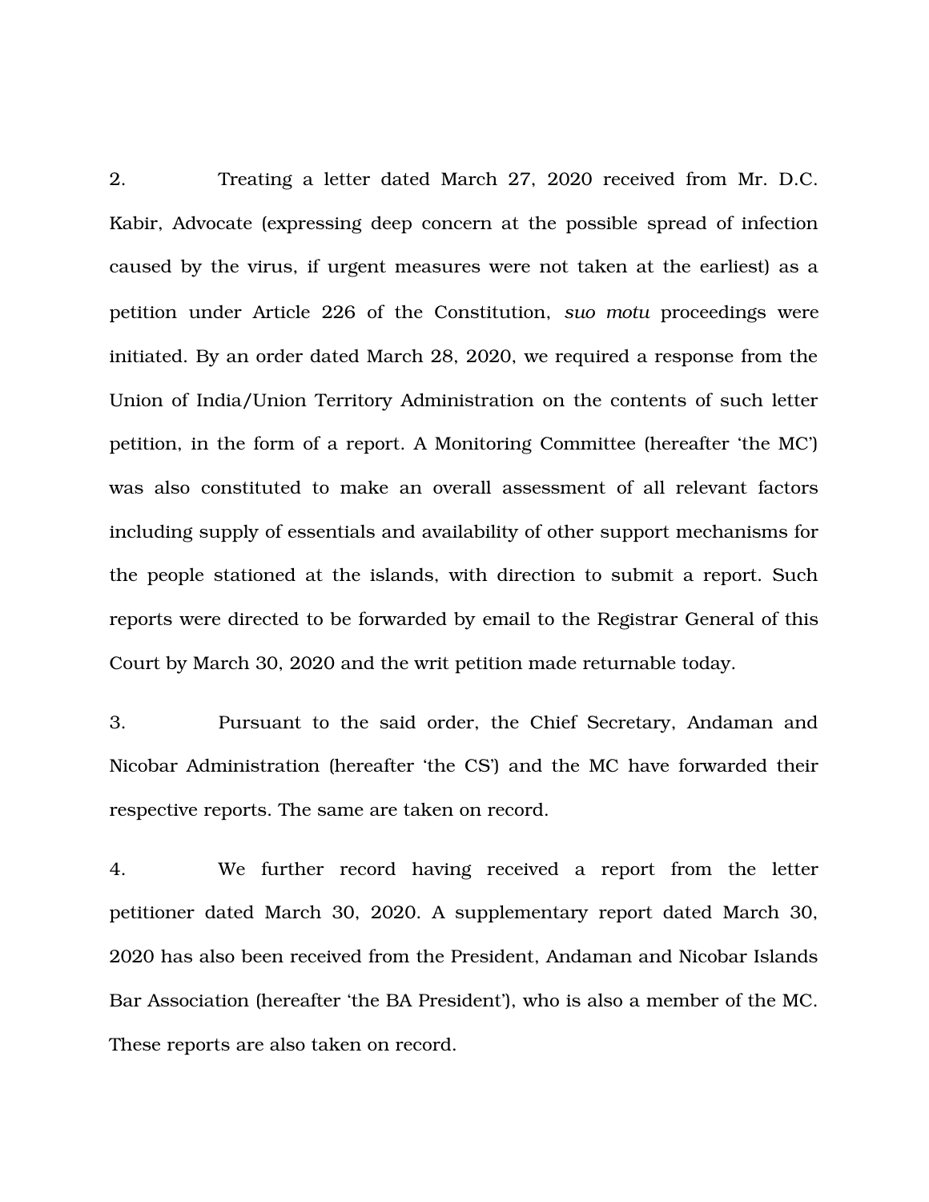2. Treating a letter dated March 27, 2020 received from Mr. D.C. Kabir, Advocate (expressing deep concern at the possible spread of infection caused by the virus, if urgent measures were not taken at the earliest) as a petition under Article 226 of the Constitution, *suo motu* proceedings were initiated. By an order dated March 28, 2020, we required a response from the Union of India/Union Territory Administration on the contents of such letter petition, in the form of a report. A Monitoring Committee (hereafter 'the MC') was also constituted to make an overall assessment of all relevant factors including supply of essentials and availability of other support mechanisms for the people stationed at the islands, with direction to submit a report. Such reports were directed to be forwarded by email to the Registrar General of this Court by March 30, 2020 and the writ petition made returnable today.

3. Pursuant to the said order, the Chief Secretary, Andaman and Nicobar Administration (hereafter 'the CS') and the MC have forwarded their respective reports. The same are taken on record.

4. We further record having received a report from the letter petitioner dated March 30, 2020. A supplementary report dated March 30, 2020 has also been received from the President, Andaman and Nicobar Islands Bar Association (hereafter 'the BA President'), who is also a member of the MC. These reports are also taken on record.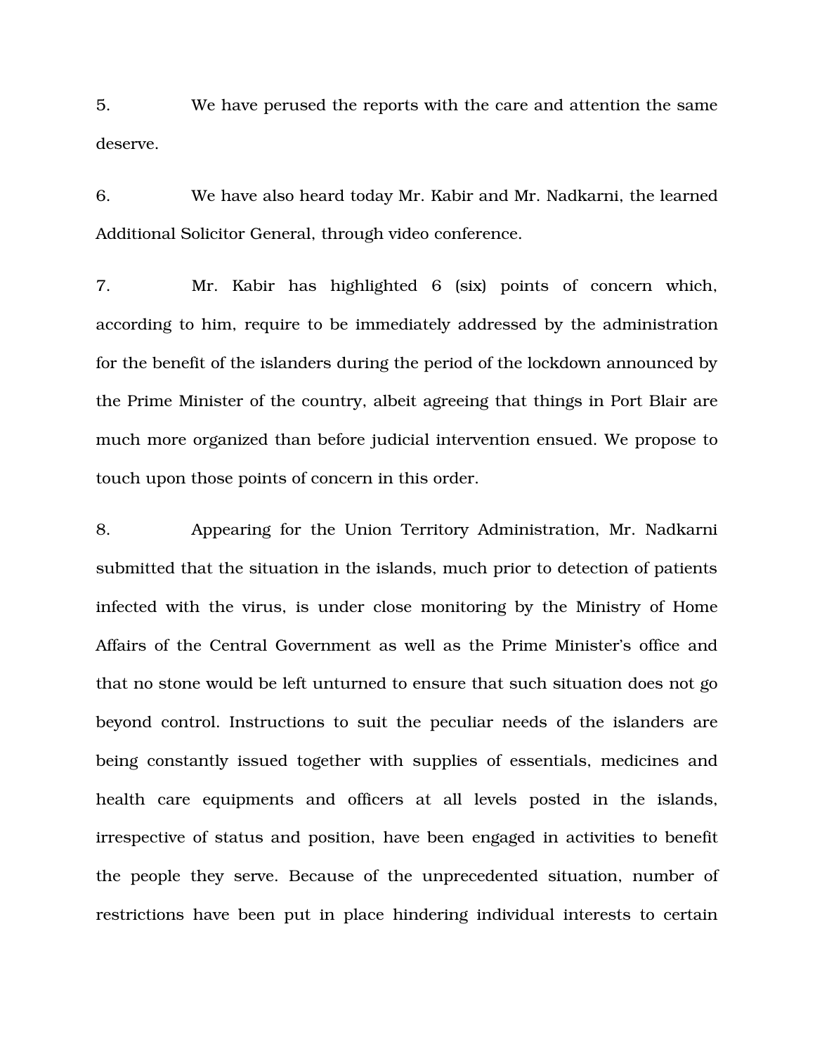5. We have perused the reports with the care and attention the same deserve.

6. We have also heard today Mr. Kabir and Mr. Nadkarni, the learned Additional Solicitor General, through video conference.

7. Mr. Kabir has highlighted 6 (six) points of concern which, according to him, require to be immediately addressed by the administration for the benefit of the islanders during the period of the lockdown announced by the Prime Minister of the country, albeit agreeing that things in Port Blair are much more organized than before judicial intervention ensued. We propose to touch upon those points of concern in this order.

8. Appearing for the Union Territory Administration, Mr. Nadkarni submitted that the situation in the islands, much prior to detection of patients infected with the virus, is under close monitoring by the Ministry of Home Affairs of the Central Government as well as the Prime Minister's office and that no stone would be left unturned to ensure that such situation does not go beyond control. Instructions to suit the peculiar needs of the islanders are being constantly issued together with supplies of essentials, medicines and health care equipments and officers at all levels posted in the islands, irrespective of status and position, have been engaged in activities to benefit the people they serve. Because of the unprecedented situation, number of restrictions have been put in place hindering individual interests to certain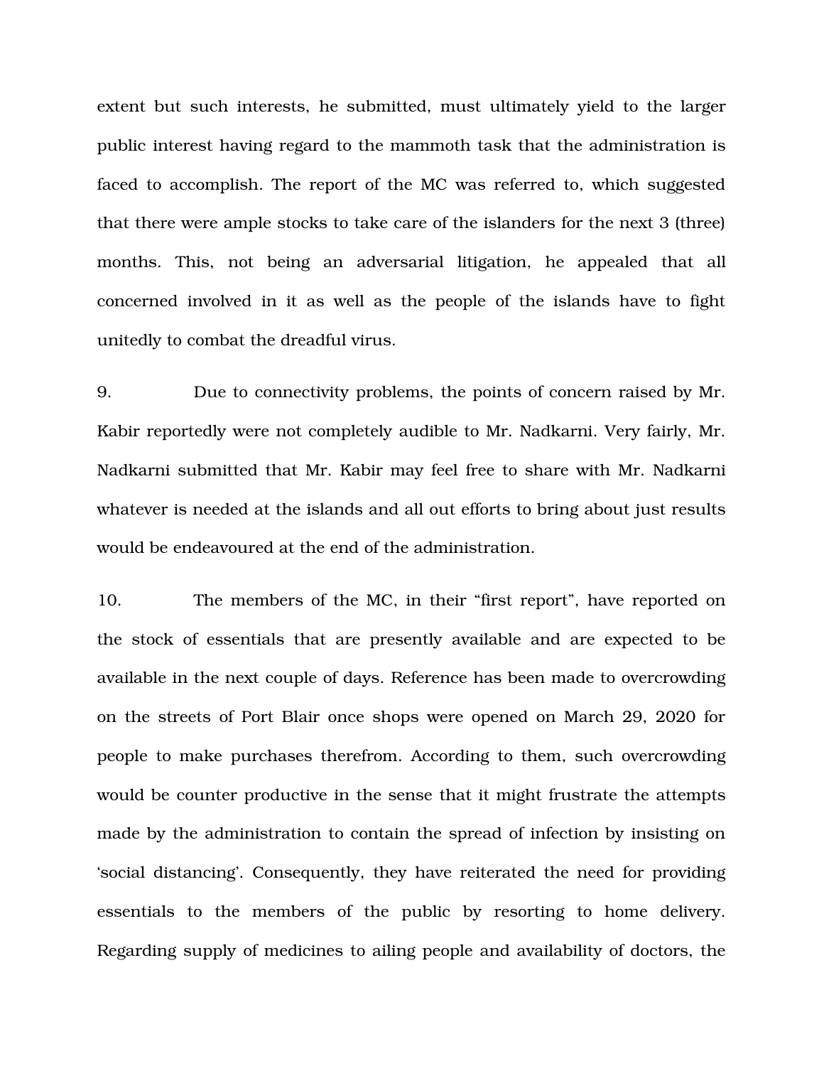extent but such interests, he submitted, must ultimately yield to the larger public interest having regard to the mammoth task that the administration is faced to accomplish. The report of the MC was referred to, which suggested that there were ample stocks to take care of the islanders for the next 3 (three) months. This, not being an adversarial litigation, he appealed that all concerned involved in it as well as the people of the islands have to fight unitedly to combat the dreadful virus.

9. Due to connectivity problems, the points of concern raised by Mr. Kabir reportedly were not completely audible to Mr. Nadkarni. Very fairly, Mr. Nadkarni submitted that Mr. Kabir may feel free to share with Mr. Nadkarni whatever is needed at the islands and all out efforts to bring about just results would be endeavoured at the end of the administration.

10. The members of the MC, in their "first report", have reported on the stock of essentials that are presently available and are expected to be available in the next couple of days. Reference has been made to overcrowding on the streets of Port Blair once shops were opened on March 29, 2020 for people to make purchases therefrom. According to them, such overcrowding would be counter productive in the sense that it might frustrate the attempts made by the administration to contain the spread of infection by insisting on 'social distancing'. Consequently, they have reiterated the need for providing essentials to the members of the public by resorting to home delivery. Regarding supply of medicines to ailing people and availability of doctors, the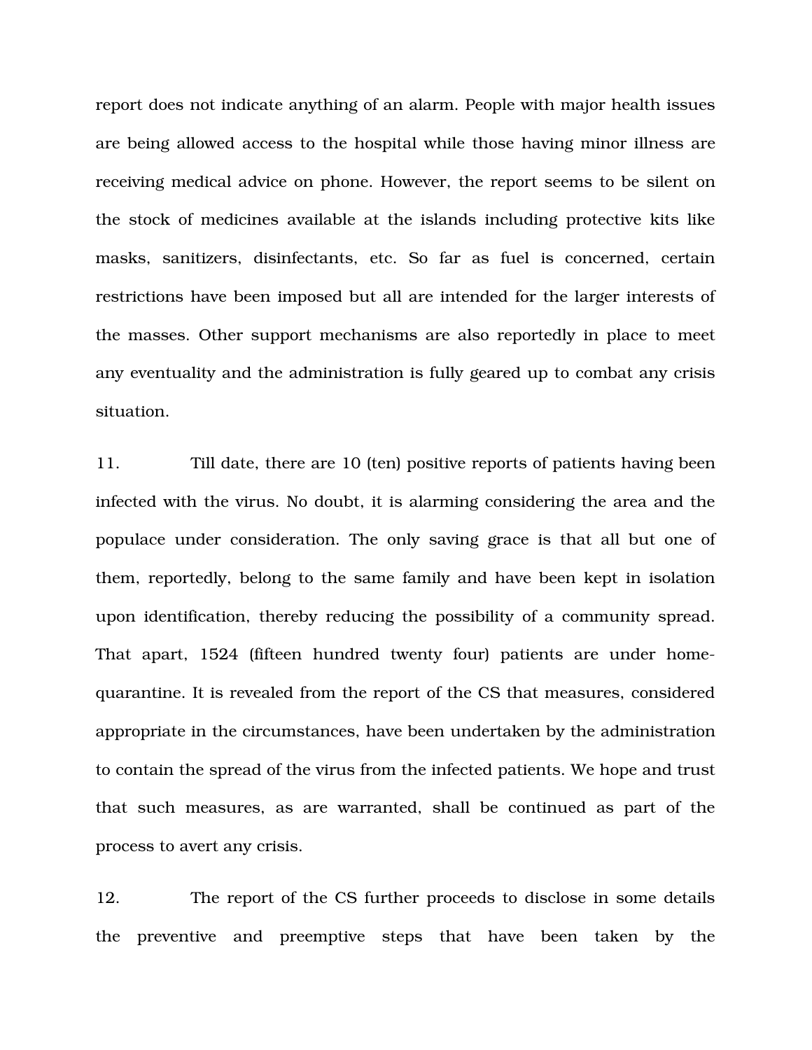report does not indicate anything of an alarm. People with major health issues are being allowed access to the hospital while those having minor illness are receiving medical advice on phone. However, the report seems to be silent on the stock of medicines available at the islands including protective kits like masks, sanitizers, disinfectants, etc. So far as fuel is concerned, certain restrictions have been imposed but all are intended for the larger interests of the masses. Other support mechanisms are also reportedly in place to meet any eventuality and the administration is fully geared up to combat any crisis situation.

11. Till date, there are 10 (ten) positive reports of patients having been infected with the virus. No doubt, it is alarming considering the area and the populace under consideration. The only saving grace is that all but one of them, reportedly, belong to the same family and have been kept in isolation upon identification, thereby reducing the possibility of a community spread. That apart, 1524 (fifteen hundred twenty four) patients are under home-quarantine. It is revealed from the report of the CS that measures, considered appropriate in the circumstances, have been undertaken by the administration to contain the spread of the virus from the infected patients. We hope and trust that such measures, as are warranted, shall be continued as part of the process to avert any crisis.

12. The report of the CS further proceeds to disclose in some details the preventive and preemptive steps that have been taken by the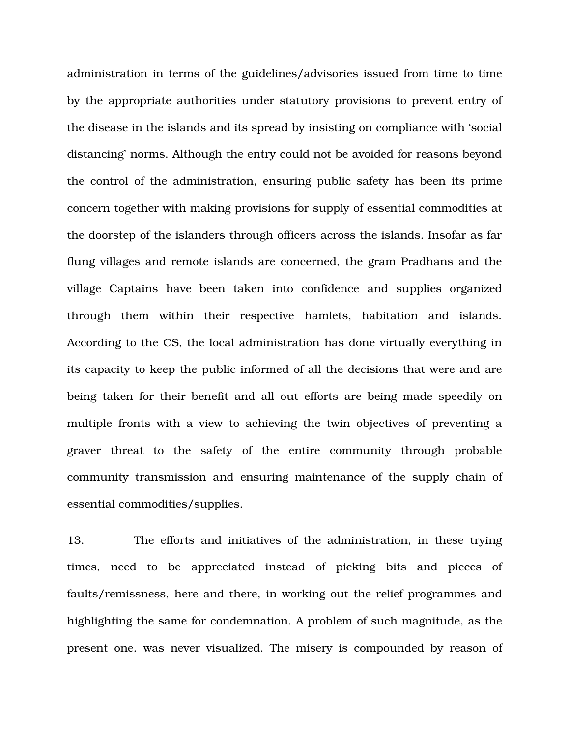administration in terms of the guidelines/advisories issued from time to time by the appropriate authorities under statutory provisions to prevent entry of the disease in the islands and its spread by insisting on compliance with 'social distancing' norms. Although the entry could not be avoided for reasons beyond the control of the administration, ensuring public safety has been its prime concern together with making provisions for supply of essential commodities at the doorstep of the islanders through officers across the islands. Insofar as far flung villages and remote islands are concerned, the gram Pradhans and the village Captains have been taken into confidence and supplies organized through them within their respective hamlets, habitation and islands. According to the CS, the local administration has done virtually everything in its capacity to keep the public informed of all the decisions that were and are being taken for their benefit and all out efforts are being made speedily on multiple fronts with a view to achieving the twin objectives of preventing a graver threat to the safety of the entire community through probable community transmission and ensuring maintenance of the supply chain of essential commodities/supplies.

13. The efforts and initiatives of the administration, in these trying times, need to be appreciated instead of picking bits and pieces of faults/remissness, here and there, in working out the relief programmes and highlighting the same for condemnation. A problem of such magnitude, as the present one, was never visualized. The misery is compounded by reason of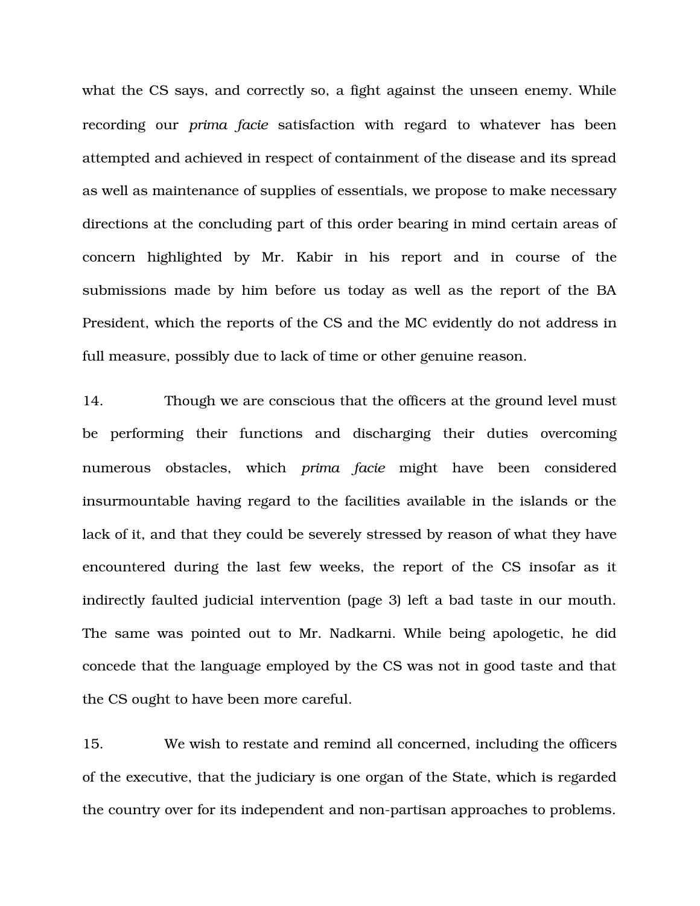what the CS says, and correctly so, a fight against the unseen enemy. While recording our *prima facie* satisfaction with regard to whatever has been attempted and achieved in respect of containment of the disease and its spread as well as maintenance of supplies of essentials, we propose to make necessary directions at the concluding part of this order bearing in mind certain areas of concern highlighted by Mr. Kabir in his report and in course of the submissions made by him before us today as well as the report of the BA President, which the reports of the CS and the MC evidently do not address in full measure, possibly due to lack of time or other genuine reason.

14. Though we are conscious that the officers at the ground level must be performing their functions and discharging their duties overcoming numerous obstacles, which *prima facie* might have been considered insurmountable having regard to the facilities available in the islands or the lack of it, and that they could be severely stressed by reason of what they have encountered during the last few weeks, the report of the CS insofar as it indirectly faulted judicial intervention (page 3) left a bad taste in our mouth. The same was pointed out to Mr. Nadkarni. While being apologetic, he did concede that the language employed by the CS was not in good taste and that the CS ought to have been more careful.

15. We wish to restate and remind all concerned, including the officers of the executive, that the judiciary is one organ of the State, which is regarded the country over for its independent and non-partisan approaches to problems.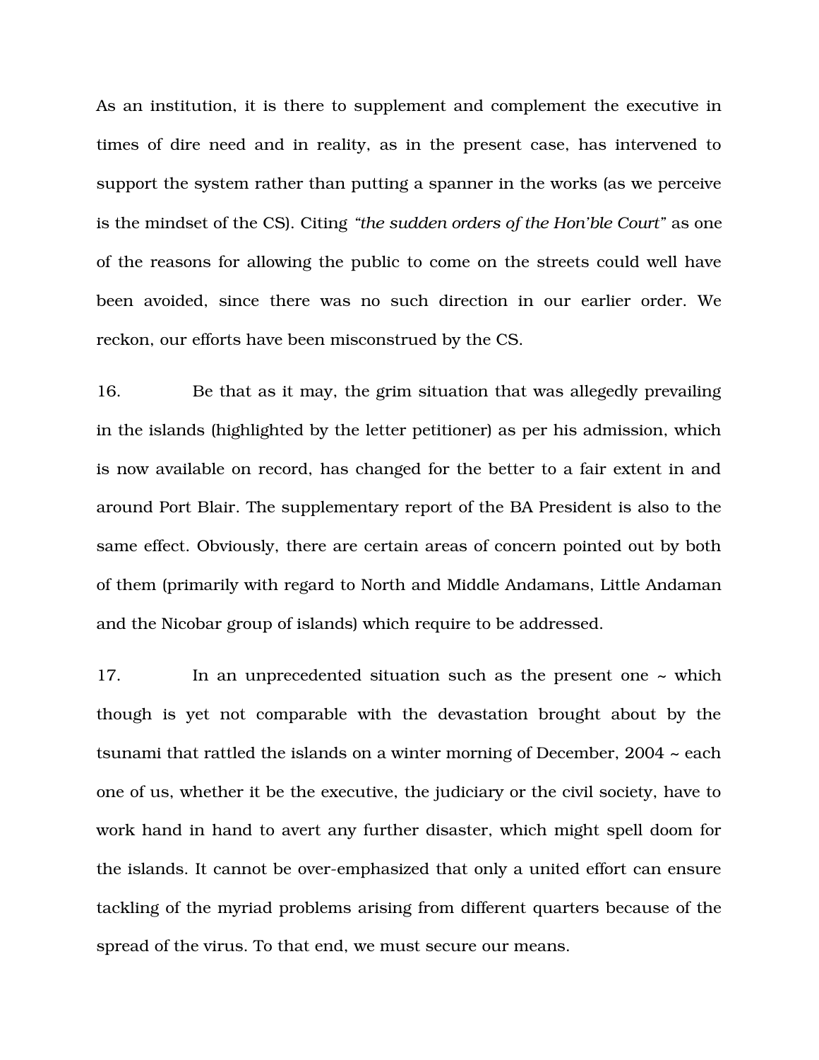As an institution, it is there to supplement and complement the executive in times of dire need and in reality, as in the present case, has intervened to support the system rather than putting a spanner in the works (as we perceive is the mindset of the CS). Citing *"the sudden orders of the Hon'ble Court"* as one of the reasons for allowing the public to come on the streets could well have been avoided, since there was no such direction in our earlier order. We reckon, our efforts have been misconstrued by the CS.

16. Be that as it may, the grim situation that was allegedly prevailing in the islands (highlighted by the letter petitioner) as per his admission, which is now available on record, has changed for the better to a fair extent in and around Port Blair. The supplementary report of the BA President is also to the same effect. Obviously, there are certain areas of concern pointed out by both of them (primarily with regard to North and Middle Andamans, Little Andaman and the Nicobar group of islands) which require to be addressed.

17. In an unprecedented situation such as the present one ~ which though is yet not comparable with the devastation brought about by the tsunami that rattled the islands on a winter morning of December, 2004 ~ each one of us, whether it be the executive, the judiciary or the civil society, have to work hand in hand to avert any further disaster, which might spell doom for the islands. It cannot be over-emphasized that only a united effort can ensure tackling of the myriad problems arising from different quarters because of the spread of the virus. To that end, we must secure our means.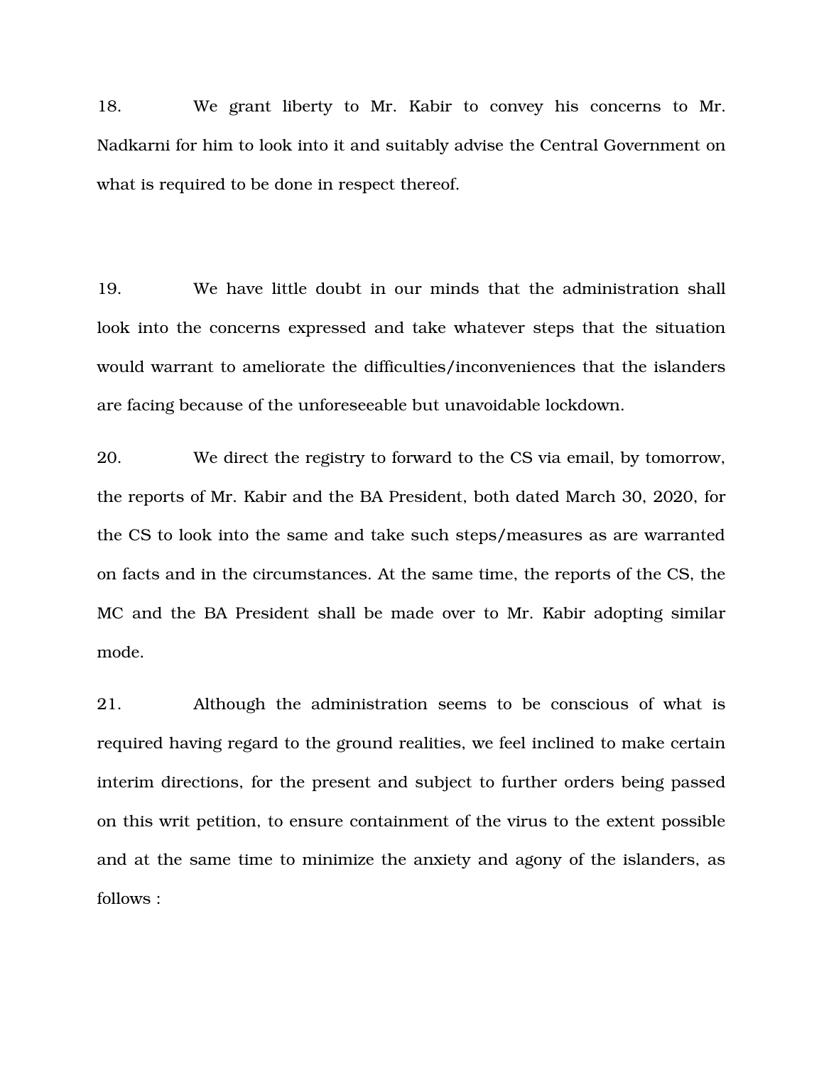18. We grant liberty to Mr. Kabir to convey his concerns to Mr. Nadkarni for him to look into it and suitably advise the Central Government on what is required to be done in respect thereof.

19. We have little doubt in our minds that the administration shall look into the concerns expressed and take whatever steps that the situation would warrant to ameliorate the difficulties/inconveniences that the islanders are facing because of the unforeseeable but unavoidable lockdown.

20. We direct the registry to forward to the CS via email, by tomorrow, the reports of Mr. Kabir and the BA President, both dated March 30, 2020, for the CS to look into the same and take such steps/measures as are warranted on facts and in the circumstances. At the same time, the reports of the CS, the MC and the BA President shall be made over to Mr. Kabir adopting similar mode.

21. Although the administration seems to be conscious of what is required having regard to the ground realities, we feel inclined to make certain interim directions, for the present and subject to further orders being passed on this writ petition, to ensure containment of the virus to the extent possible and at the same time to minimize the anxiety and agony of the islanders, as follows :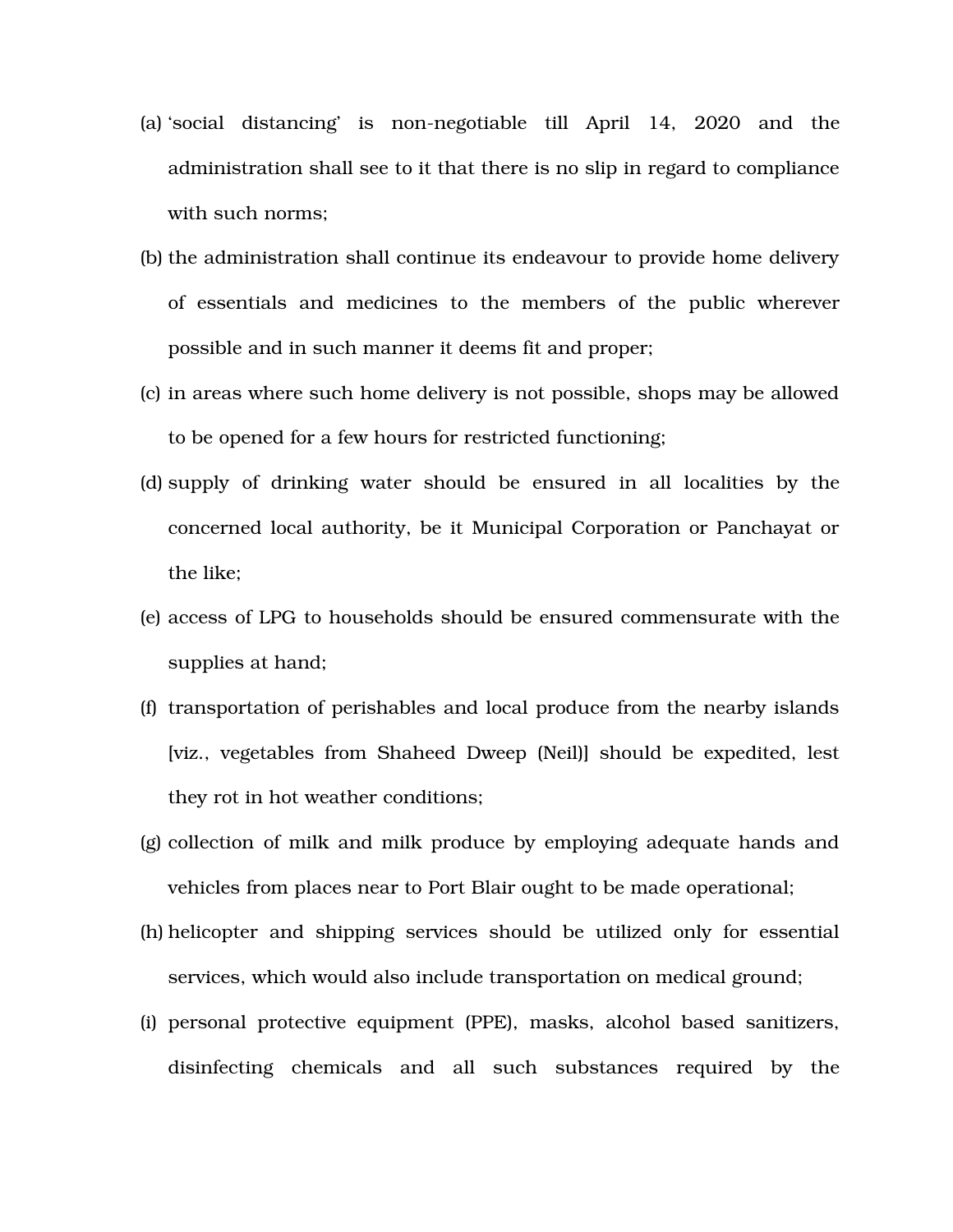(a) 'social distancing' is non-negotiable till April 14, 2020 and the administration shall see to it that there is no slip in regard to compliance with such norms;

(b) the administration shall continue its endeavour to provide home delivery of essentials and medicines to the members of the public wherever possible and in such manner it deems fit and proper;

(c) in areas where such home delivery is not possible, shops may be allowed to be opened for a few hours for restricted functioning;

(d) supply of drinking water should be ensured in all localities by the concerned local authority, be it Municipal Corporation or Panchayat or the like;

(e) access of LPG to households should be ensured commensurate with the supplies at hand;

(f) transportation of perishables and local produce from the nearby islands [viz., vegetables from Shaheed Dweep (Neil)] should be expedited, lest they rot in hot weather conditions;

(g) collection of milk and milk produce by employing adequate hands and vehicles from places near to Port Blair ought to be made operational;

(h) helicopter and shipping services should be utilized only for essential services, which would also include transportation on medical ground;

(i) personal protective equipment (PPE), masks, alcohol based sanitizers, disinfecting chemicals and all such substances required by the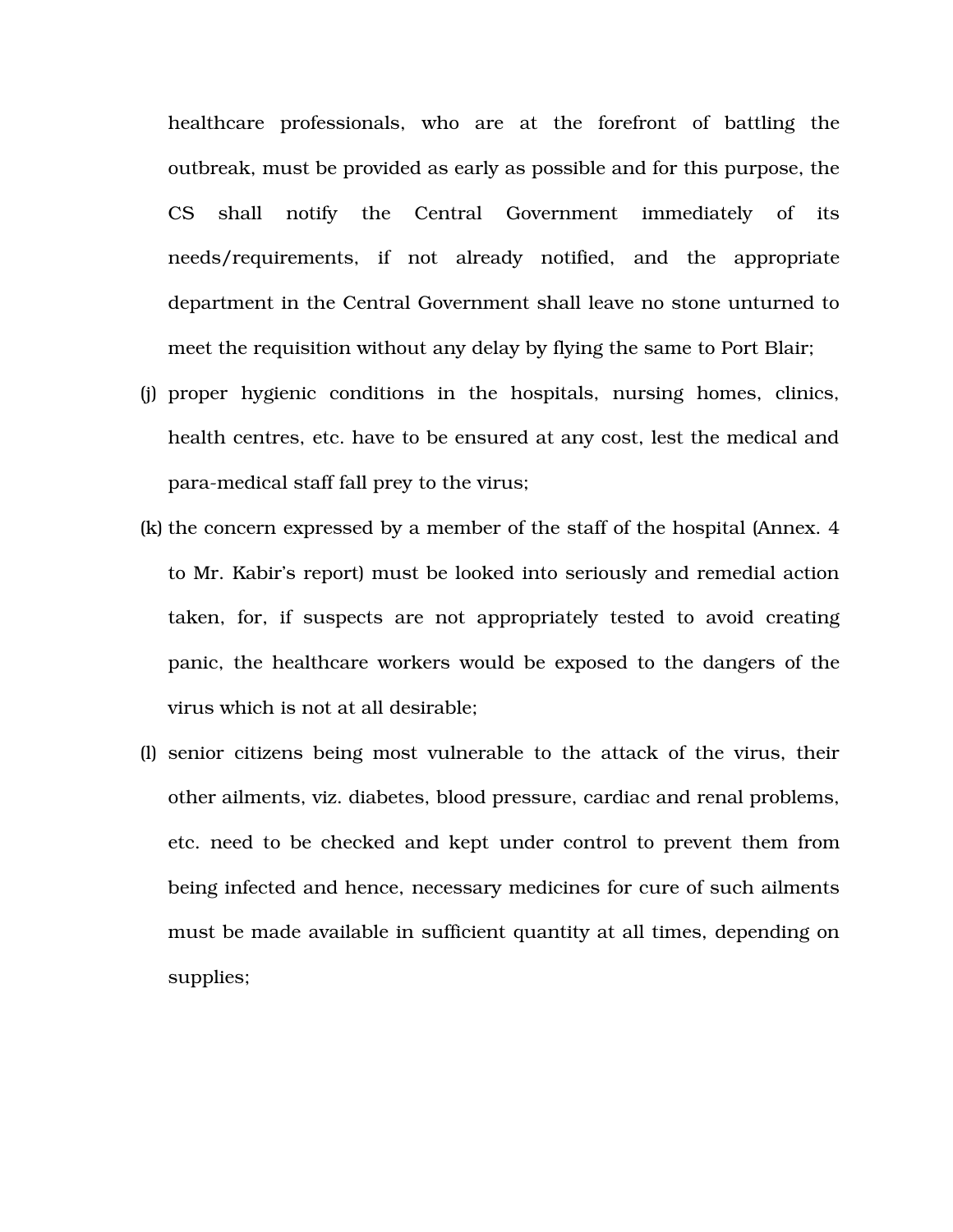healthcare professionals, who are at the forefront of battling the outbreak, must be provided as early as possible and for this purpose, the CS shall notify the Central Government immediately of its needs/requirements, if not already notified, and the appropriate department in the Central Government shall leave no stone unturned to meet the requisition without any delay by flying the same to Port Blair;

(j) proper hygienic conditions in the hospitals, nursing homes, clinics, health centres, etc. have to be ensured at any cost, lest the medical and para-medical staff fall prey to the virus;

(k) the concern expressed by a member of the staff of the hospital (Annex. 4 to Mr. Kabir's report) must be looked into seriously and remedial action taken, for, if suspects are not appropriately tested to avoid creating panic, the healthcare workers would be exposed to the dangers of the virus which is not at all desirable;

(l) senior citizens being most vulnerable to the attack of the virus, their other ailments, viz. diabetes, blood pressure, cardiac and renal problems, etc. need to be checked and kept under control to prevent them from being infected and hence, necessary medicines for cure of such ailments must be made available in sufficient quantity at all times, depending on supplies;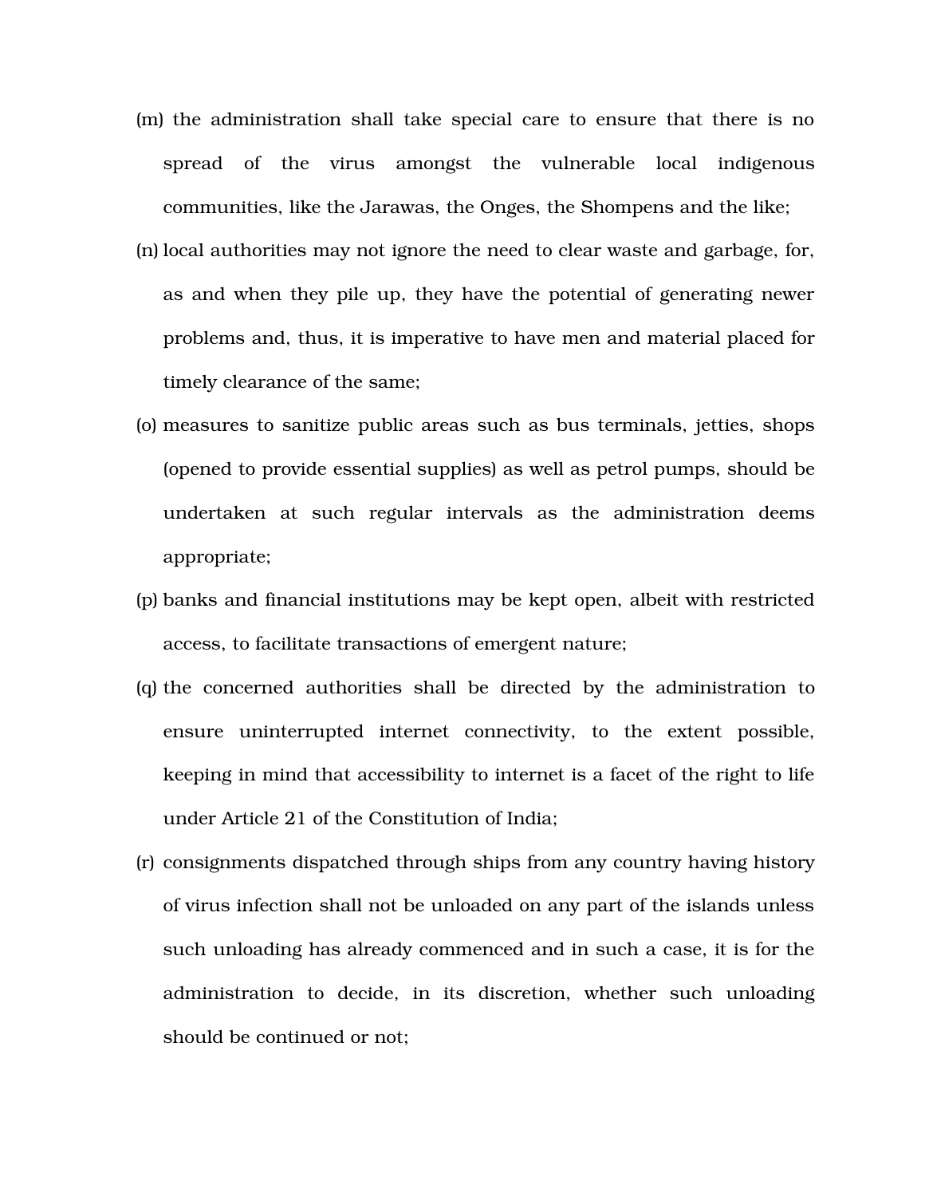(m) the administration shall take special care to ensure that there is no spread of the virus amongst the vulnerable local indigenous communities, like the Jarawas, the Onges, the Shompens and the like;

(n) local authorities may not ignore the need to clear waste and garbage, for, as and when they pile up, they have the potential of generating newer problems and, thus, it is imperative to have men and material placed for timely clearance of the same;

(o) measures to sanitize public areas such as bus terminals, jetties, shops (opened to provide essential supplies) as well as petrol pumps, should be undertaken at such regular intervals as the administration deems appropriate;

(p) banks and financial institutions may be kept open, albeit with restricted access, to facilitate transactions of emergent nature;

(q) the concerned authorities shall be directed by the administration to ensure uninterrupted internet connectivity, to the extent possible, keeping in mind that accessibility to internet is a facet of the right to life under Article 21 of the Constitution of India;

(r) consignments dispatched through ships from any country having history of virus infection shall not be unloaded on any part of the islands unless such unloading has already commenced and in such a case, it is for the administration to decide, in its discretion, whether such unloading should be continued or not;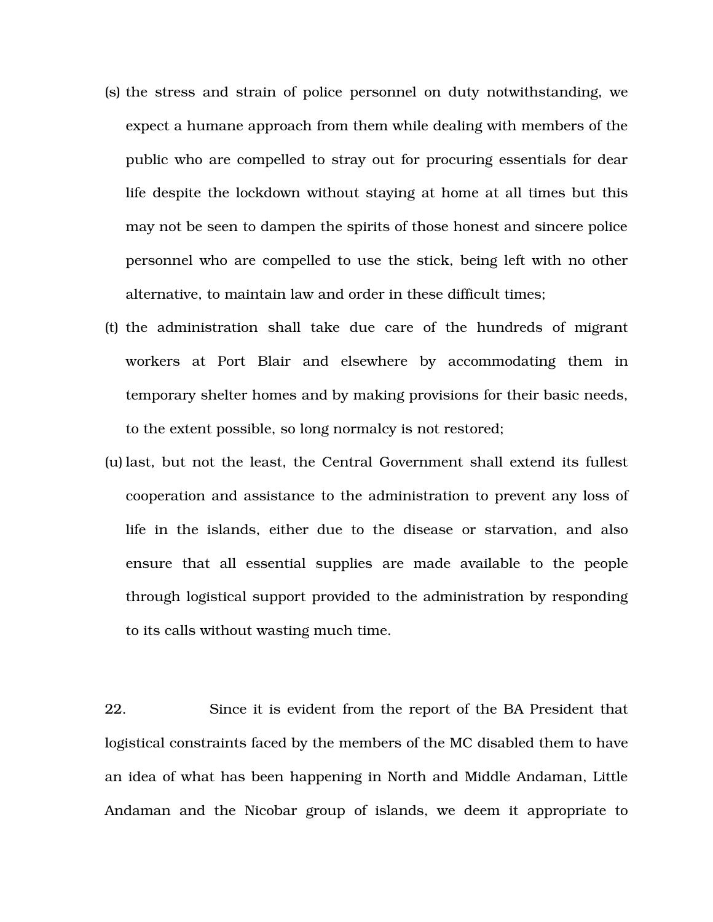(s) the stress and strain of police personnel on duty notwithstanding, we expect a humane approach from them while dealing with members of the public who are compelled to stray out for procuring essentials for dear life despite the lockdown without staying at home at all times but this may not be seen to dampen the spirits of those honest and sincere police personnel who are compelled to use the stick, being left with no other alternative, to maintain law and order in these difficult times;

(t) the administration shall take due care of the hundreds of migrant workers at Port Blair and elsewhere by accommodating them in temporary shelter homes and by making provisions for their basic needs, to the extent possible, so long normalcy is not restored;

(u) last, but not the least, the Central Government shall extend its fullest cooperation and assistance to the administration to prevent any loss of life in the islands, either due to the disease or starvation, and also ensure that all essential supplies are made available to the people through logistical support provided to the administration by responding to its calls without wasting much time.

22. Since it is evident from the report of the BA President that logistical constraints faced by the members of the MC disabled them to have an idea of what has been happening in North and Middle Andaman, Little Andaman and the Nicobar group of islands, we deem it appropriate to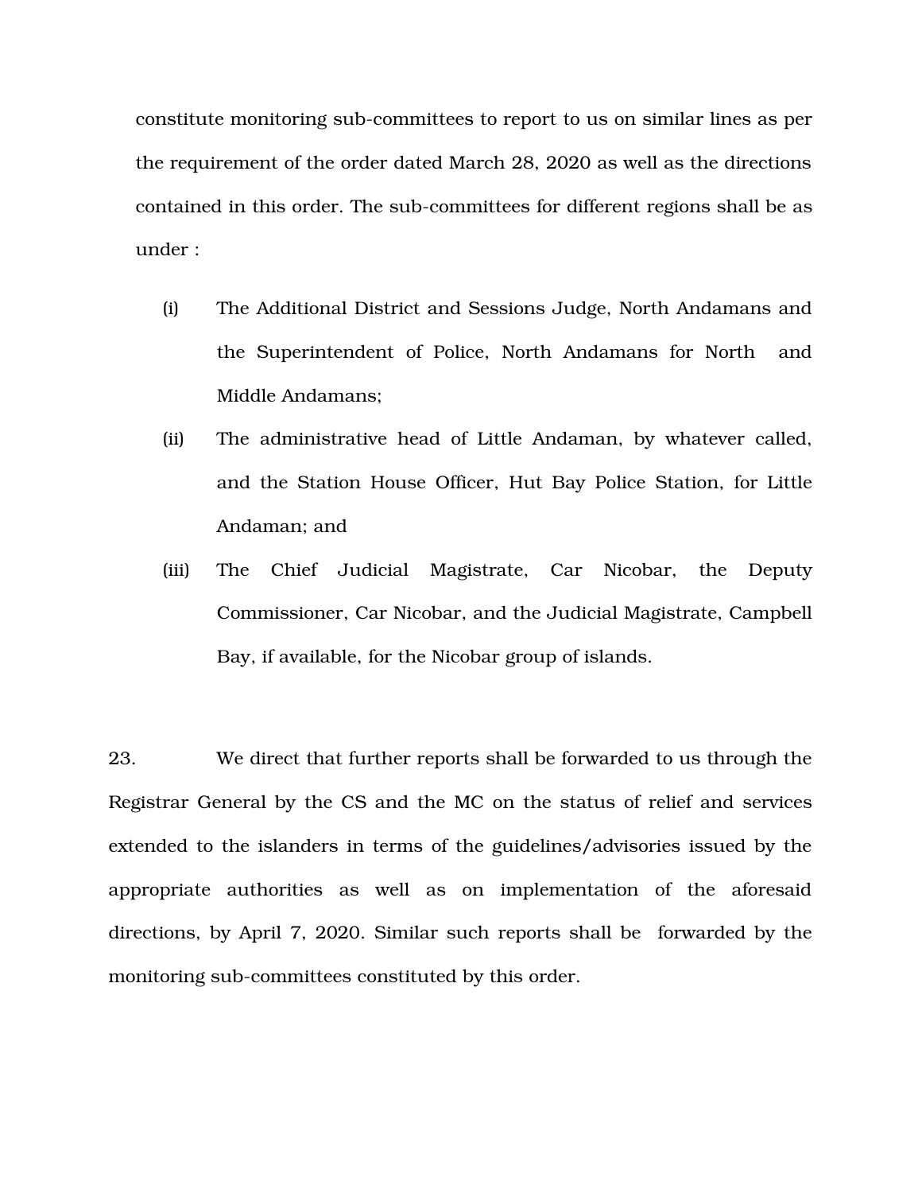constitute monitoring sub-committees to report to us on similar lines as per the requirement of the order dated March 28, 2020 as well as the directions contained in this order. The sub-committees for different regions shall be as under :

(i) The Additional District and Sessions Judge, North Andamans and the Superintendent of Police, North Andamans for North and Middle Andamans;

(ii) The administrative head of Little Andaman, by whatever called, and the Station House Officer, Hut Bay Police Station, for Little Andaman; and

(iii) The Chief Judicial Magistrate, Car Nicobar, the Deputy Commissioner, Car Nicobar, and the Judicial Magistrate, Campbell Bay, if available, for the Nicobar group of islands.

23. We direct that further reports shall be forwarded to us through the Registrar General by the CS and the MC on the status of relief and services extended to the islanders in terms of the guidelines/advisories issued by the appropriate authorities as well as on implementation of the aforesaid directions, by April 7, 2020. Similar such reports shall be forwarded by the monitoring sub-committees constituted by this order.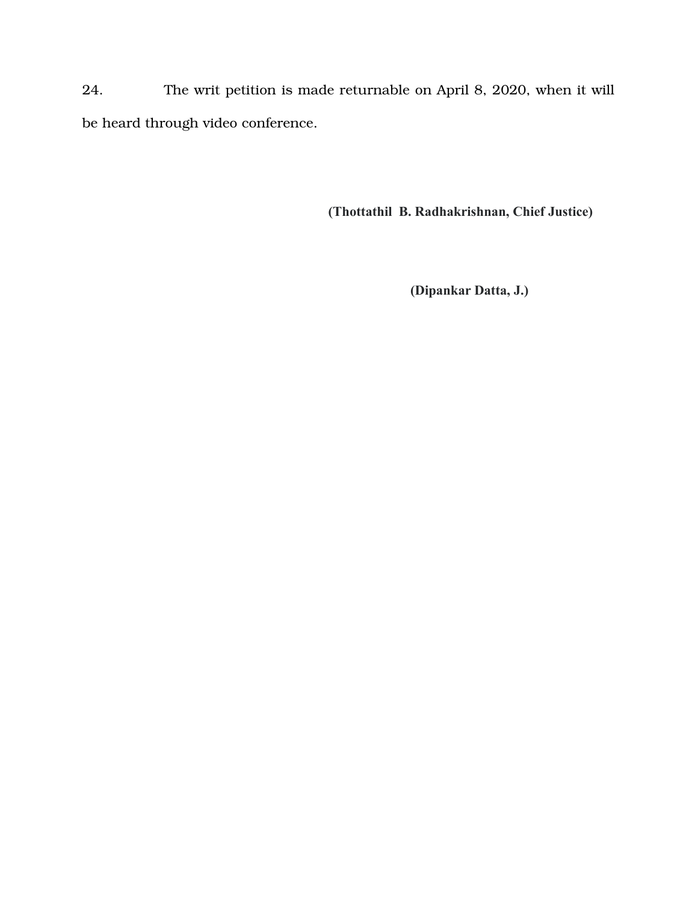24. The writ petition is made returnable on April 8, 2020, when it will be heard through video conference.

**(Thottathil B. Radhakrishnan, Chief Justice)**

**(Dipankar Datta, J.)**